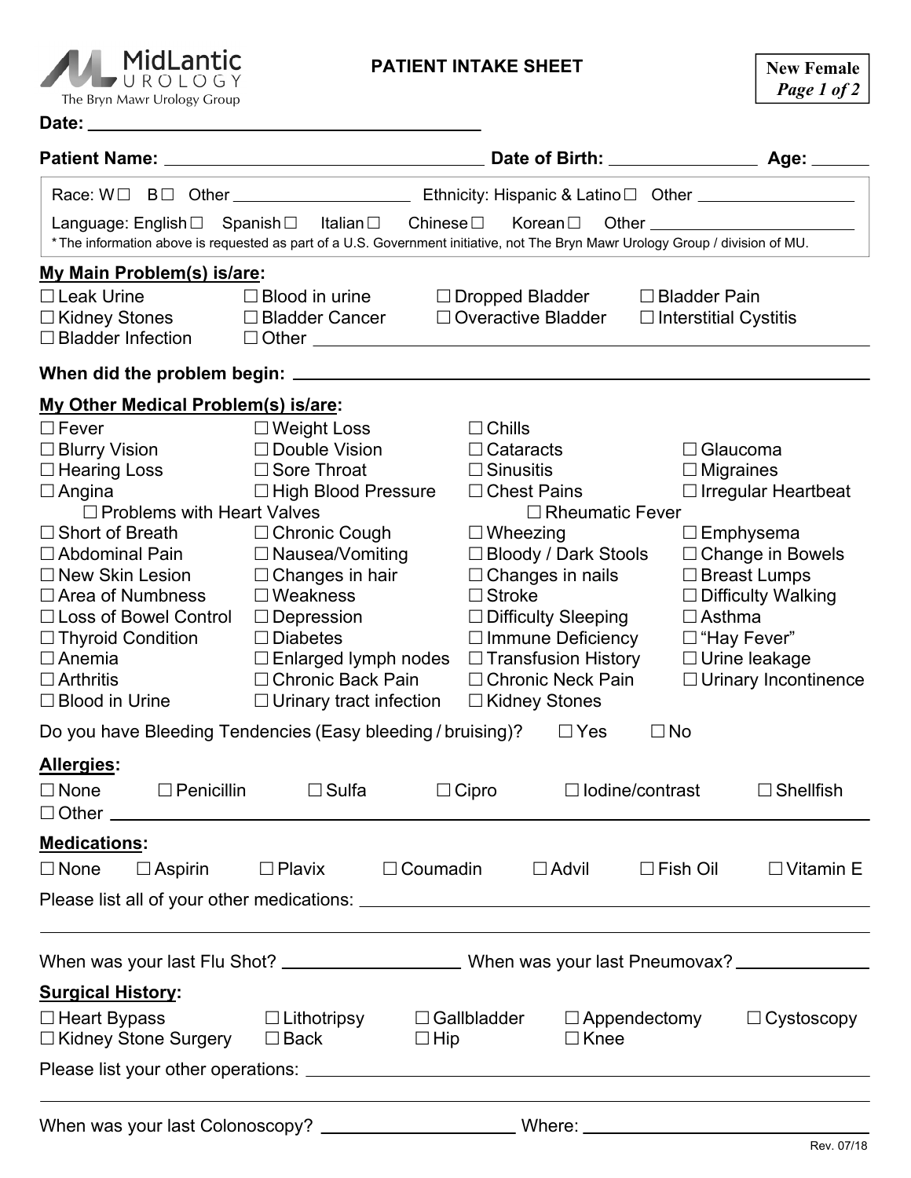MidLantic UROLOGY
The Bryn Mawr Urology Group

# PATIENT INTAKE SHEET

**New Female**
***Page 1 of 2***

**Date:** ______________________________

**Patient Name:** ______________________________ **Date of Birth:** ______________ **Age:** ______

Race: W☐ B☐ Other ______________ Ethnicity: Hispanic & Latino☐ Other ______________

Language: English☐ Spanish☐ Italian☐ Chinese☐ Korean☐ Other ______________

*The information above is requested as part of a U.S. Government initiative, not The Bryn Mawr Urology Group / division of MU.

**My Main Problem(s) is/are:**

☐ Leak Urine ☐ Blood in urine ☐ Dropped Bladder ☐ Bladder Pain
☐ Kidney Stones ☐ Bladder Cancer ☐ Overactive Bladder ☐ Interstitial Cystitis
☐ Bladder Infection ☐ Other ______________________________

**When did the problem begin:** ______________________________

**My Other Medical Problem(s) is/are:**

☐ Fever ☐ Weight Loss ☐ Chills
☐ Blurry Vision ☐ Double Vision ☐ Cataracts ☐ Glaucoma
☐ Hearing Loss ☐ Sore Throat ☐ Sinusitis ☐ Migraines
☐ Angina ☐ High Blood Pressure ☐ Chest Pains ☐ Irregular Heartbeat
☐ Problems with Heart Valves ☐ Rheumatic Fever
☐ Short of Breath ☐ Chronic Cough ☐ Wheezing ☐ Emphysema
☐ Abdominal Pain ☐ Nausea/Vomiting ☐ Bloody / Dark Stools ☐ Change in Bowels
☐ New Skin Lesion ☐ Changes in hair ☐ Changes in nails ☐ Breast Lumps
☐ Area of Numbness ☐ Weakness ☐ Stroke ☐ Difficulty Walking
☐ Loss of Bowel Control ☐ Depression ☐ Difficulty Sleeping ☐ Asthma
☐ Thyroid Condition ☐ Diabetes ☐ Immune Deficiency ☐ "Hay Fever"
☐ Anemia ☐ Enlarged lymph nodes ☐ Transfusion History ☐ Urine leakage
☐ Arthritis ☐ Chronic Back Pain ☐ Chronic Neck Pain ☐ Urinary Incontinence
☐ Blood in Urine ☐ Urinary tract infection ☐ Kidney Stones

Do you have Bleeding Tendencies (Easy bleeding / bruising)? ☐ Yes ☐ No

**Allergies:**

☐ None ☐ Penicillin ☐ Sulfa ☐ Cipro ☐ Iodine/contrast ☐ Shellfish
☐ Other ______________________________

**Medications:**

☐ None ☐ Aspirin ☐ Plavix ☐ Coumadin ☐ Advil ☐ Fish Oil ☐ Vitamin E

Please list all of your other medications: ______________________________

______________________________

When was your last Flu Shot? ______________ When was your last Pneumovax? ______________

**Surgical History:**

☐ Heart Bypass ☐ Lithotripsy ☐ Gallbladder ☐ Appendectomy ☐ Cystoscopy
☐ Kidney Stone Surgery ☐ Back ☐ Hip ☐ Knee

Please list your other operations: ______________________________

______________________________

When was your last Colonoscopy? ______________ Where: ______________

Rev. 07/18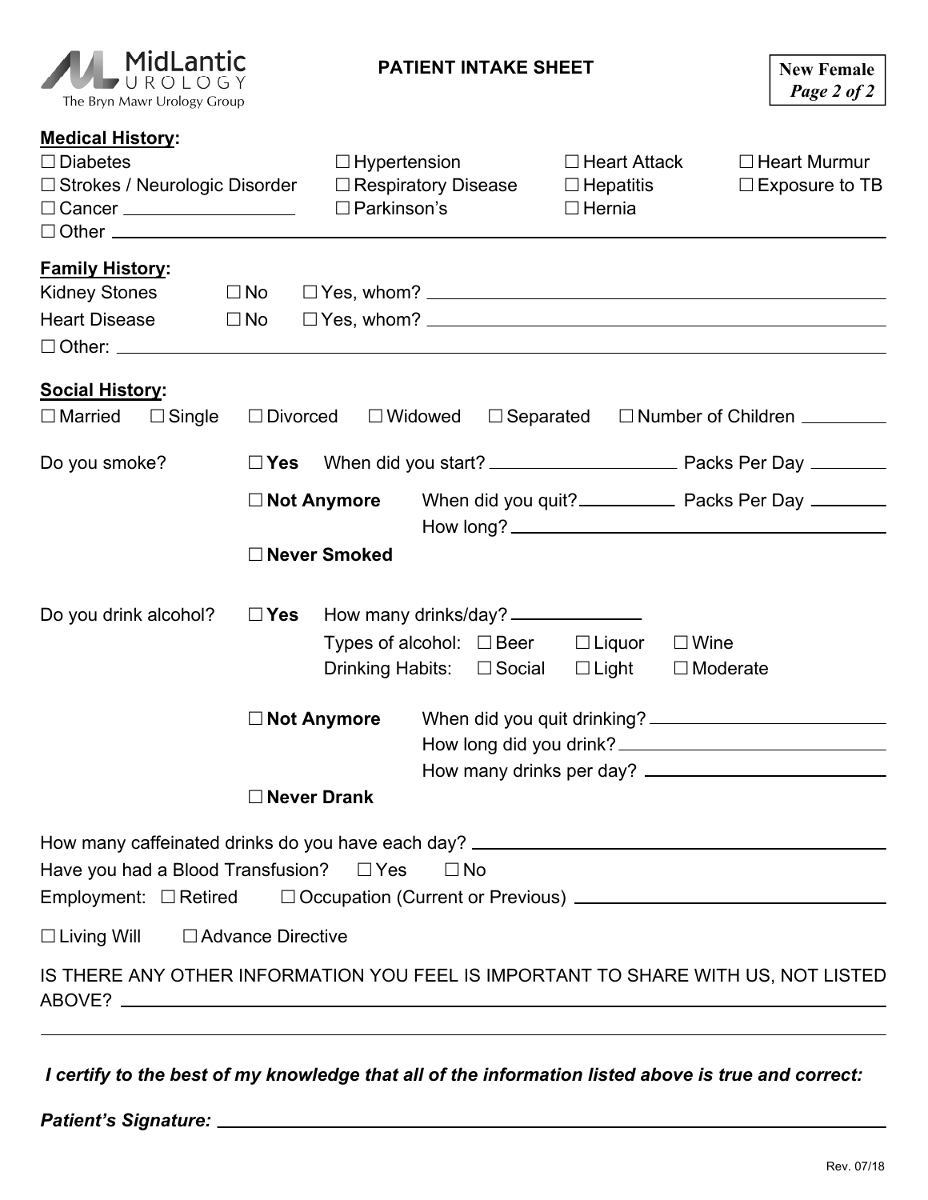**PATIENT INTAKE SHEET**

**New Female**
***Page 2 of 2***

**Medical History:**

☐ Diabetes ☐ Hypertension ☐ Heart Attack ☐ Heart Murmur
☐ Strokes / Neurologic Disorder ☐ Respiratory Disease ☐ Hepatitis ☐ Exposure to TB
☐ Cancer ________________ ☐ Parkinson's ☐ Hernia
☐ Other ____________________________________________

**Family History:**

Kidney Stones ☐ No ☐ Yes, whom? ____________________________
Heart Disease ☐ No ☐ Yes, whom? ____________________________
☐ Other: ____________________________________________

**Social History:**

☐ Married ☐ Single ☐ Divorced ☐ Widowed ☐ Separated ☐ Number of Children ________

Do you smoke? ☐ **Yes** When did you start? ________________ Packs Per Day ________

☐ **Not Anymore** When did you quit? __________ Packs Per Day ________
How long? ____________________________

☐ **Never Smoked**

Do you drink alcohol? ☐ **Yes** How many drinks/day? ____________
Types of alcohol: ☐ Beer ☐ Liquor ☐ Wine
Drinking Habits: ☐ Social ☐ Light ☐ Moderate

☐ **Not Anymore** When did you quit drinking? ____________________
How long did you drink? ____________________
How many drinks per day? ____________________

☐ **Never Drank**

How many caffeinated drinks do you have each day? ____________________________
Have you had a Blood Transfusion? ☐ Yes ☐ No
Employment: ☐ Retired ☐ Occupation (Current or Previous) ____________________________

☐ Living Will ☐ Advance Directive

IS THERE ANY OTHER INFORMATION YOU FEEL IS IMPORTANT TO SHARE WITH US, NOT LISTED ABOVE? ____________________________________________

***I certify to the best of my knowledge that all of the information listed above is true and correct:***

***Patient's Signature:*** ____________________________________________

Rev. 07/18